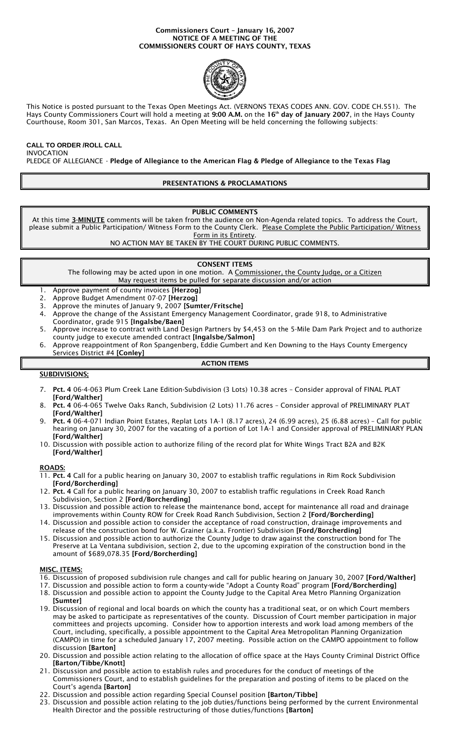**Commissioners Court – January 16, 2007**
**NOTICE OF A MEETING OF THE**
**COMMISSIONERS COURT OF HAYS COUNTY, TEXAS**

This Notice is posted pursuant to the Texas Open Meetings Act. (VERNONS TEXAS CODES ANN. GOV. CODE CH.551). The Hays County Commissioners Court will hold a meeting at **9:00 A.M.** on the **16th day of January 2007**, in the Hays County Courthouse, Room 301, San Marcos, Texas. An Open Meeting will be held concerning the following subjects:

**CALL TO ORDER /ROLL CALL**
INVOCATION
PLEDGE OF ALLEGIANCE - **Pledge of Allegiance to the American Flag & Pledge of Allegiance to the Texas Flag**

## PRESENTATIONS & PROCLAMATIONS

## PUBLIC COMMENTS

At this time **3-MINUTE** comments will be taken from the audience on Non-Agenda related topics. To address the Court, please submit a Public Participation/ Witness Form to the County Clerk. Please Complete the Public Participation/ Witness Form in its Entirety.
NO ACTION MAY BE TAKEN BY THE COURT DURING PUBLIC COMMENTS.

## CONSENT ITEMS

The following may be acted upon in one motion. A Commissioner, the County Judge, or a Citizen May request items be pulled for separate discussion and/or action

1. Approve payment of county invoices **[Herzog]**
2. Approve Budget Amendment 07-07 **[Herzog]**
3. Approve the minutes of January 9, 2007 **[Sumter/Fritsche]**
4. Approve the change of the Assistant Emergency Management Coordinator, grade 918, to Administrative Coordinator, grade 915 **[Ingalsbe/Baen]**
5. Approve increase to contract with Land Design Partners by $4,453 on the 5-Mile Dam Park Project and to authorize county judge to execute amended contract **[Ingalsbe/Salmon]**
6. Approve reappointment of Ron Spangenberg, Eddie Gumbert and Ken Downing to the Hays County Emergency Services District #4 **[Conley]**

## ACTION ITEMS

**SUBDIVISIONS;**

7. **Pct. 4** 06-4-063 Plum Creek Lane Edition-Subdivision (3 Lots) 10.38 acres – Consider approval of FINAL PLAT **[Ford/Walther]**
8. **Pct. 4** 06-4-065 Twelve Oaks Ranch, Subdivision (2 Lots) 11.76 acres – Consider approval of PRELIMINARY PLAT **[Ford/Walther]**
9. **Pct. 4** 06-4-071 Indian Point Estates, Replat Lots 1A-1 (8.17 acres), 24 (6.99 acres), 25 (6.88 acres) – Call for public hearing on January 30, 2007 for the vacating of a portion of Lot 1A-1 and Consider approval of PRELIMINIARY PLAN **[Ford/Walther]**
10. Discussion with possible action to authorize filing of the record plat for White Wings Tract B2A and B2K **[Ford/Walther]**

**ROADS:**

11. **Pct. 4** Call for a public hearing on January 30, 2007 to establish traffic regulations in Rim Rock Subdivision **[Ford/Borcherding]**
12. **Pct. 4** Call for a public hearing on January 30, 2007 to establish traffic regulations in Creek Road Ranch Subdivision, Section 2 **[Ford/Borcherding]**
13. Discussion and possible action to release the maintenance bond, accept for maintenance all road and drainage improvements within County ROW for Creek Road Ranch Subdivision, Section 2 **[Ford/Borcherding]**
14. Discussion and possible action to consider the acceptance of road construction, drainage improvements and release of the construction bond for W. Grainer (a.k.a. Frontier) Subdivision **[Ford/Borcherding]**
15. Discussion and possible action to authorize the County Judge to draw against the construction bond for The Preserve at La Ventana subdivision, section 2, due to the upcoming expiration of the construction bond in the amount of $689,078.35 **[Ford/Borcherding]**

**MISC. ITEMS:**

16. Discussion of proposed subdivision rule changes and call for public hearing on January 30, 2007 **[Ford/Walther]**
17. Discussion and possible action to form a county-wide "Adopt a County Road" program **[Ford/Borcherding]**
18. Discussion and possible action to appoint the County Judge to the Capital Area Metro Planning Organization **[Sumter]**
19. Discussion of regional and local boards on which the county has a traditional seat, or on which Court members may be asked to participate as representatives of the county. Discussion of Court member participation in major committees and projects upcoming. Consider how to apportion interests and work load among members of the Court, including, specifically, a possible appointment to the Capital Area Metropolitan Planning Organization (CAMPO) in time for a scheduled January 17, 2007 meeting. Possible action on the CAMPO appointment to follow discussion **[Barton]**
20. Discussion and possible action relating to the allocation of office space at the Hays County Criminal District Office **[Barton/Tibbe/Knott]**
21. Discussion and possible action to establish rules and procedures for the conduct of meetings of the Commissioners Court, and to establish guidelines for the preparation and posting of items to be placed on the Court's agenda **[Barton]**
22. Discussion and possible action regarding Special Counsel position **[Barton/Tibbe]**
23. Discussion and possible action relating to the job duties/functions being performed by the current Environmental Health Director and the possible restructuring of those duties/functions **[Barton]**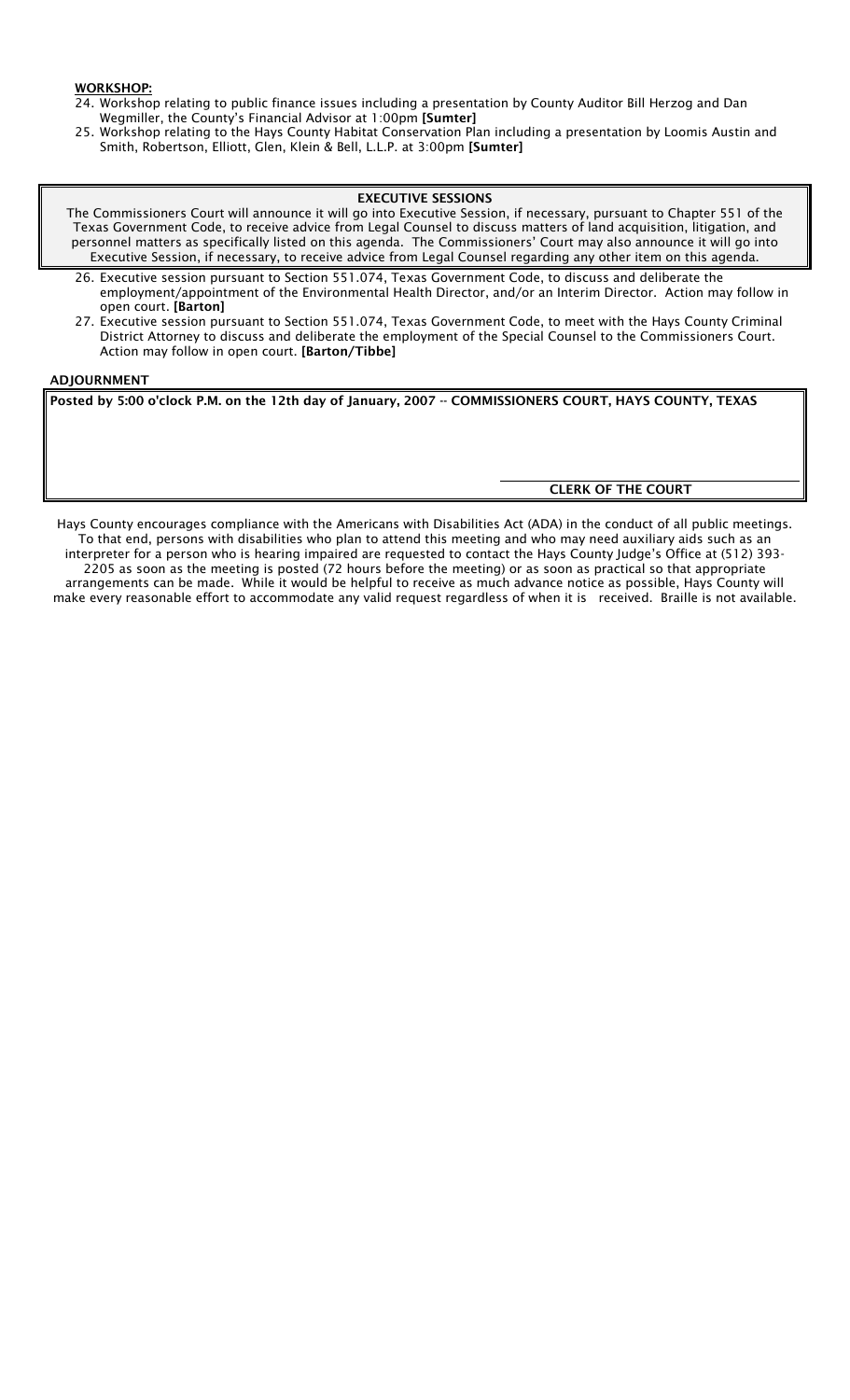**WORKSHOP:**

24. Workshop relating to public finance issues including a presentation by County Auditor Bill Herzog and Dan Wegmiller, the County's Financial Advisor at 1:00pm **[Sumter]**
25. Workshop relating to the Hays County Habitat Conservation Plan including a presentation by Loomis Austin and Smith, Robertson, Elliott, Glen, Klein & Bell, L.L.P. at 3:00pm **[Sumter]**

**EXECUTIVE SESSIONS**

The Commissioners Court will announce it will go into Executive Session, if necessary, pursuant to Chapter 551 of the Texas Government Code, to receive advice from Legal Counsel to discuss matters of land acquisition, litigation, and personnel matters as specifically listed on this agenda. The Commissioners' Court may also announce it will go into Executive Session, if necessary, to receive advice from Legal Counsel regarding any other item on this agenda.

26. Executive session pursuant to Section 551.074, Texas Government Code, to discuss and deliberate the employment/appointment of the Environmental Health Director, and/or an Interim Director. Action may follow in open court. **[Barton]**
27. Executive session pursuant to Section 551.074, Texas Government Code, to meet with the Hays County Criminal District Attorney to discuss and deliberate the employment of the Special Counsel to the Commissioners Court. Action may follow in open court. **[Barton/Tibbe]**

**ADJOURNMENT**

**Posted by 5:00 o'clock P.M. on the 12th day of January, 2007 -- COMMISSIONERS COURT, HAYS COUNTY, TEXAS**

**CLERK OF THE COURT**

Hays County encourages compliance with the Americans with Disabilities Act (ADA) in the conduct of all public meetings. To that end, persons with disabilities who plan to attend this meeting and who may need auxiliary aids such as an interpreter for a person who is hearing impaired are requested to contact the Hays County Judge's Office at (512) 393-2205 as soon as the meeting is posted (72 hours before the meeting) or as soon as practical so that appropriate arrangements can be made. While it would be helpful to receive as much advance notice as possible, Hays County will make every reasonable effort to accommodate any valid request regardless of when it is received. Braille is not available.